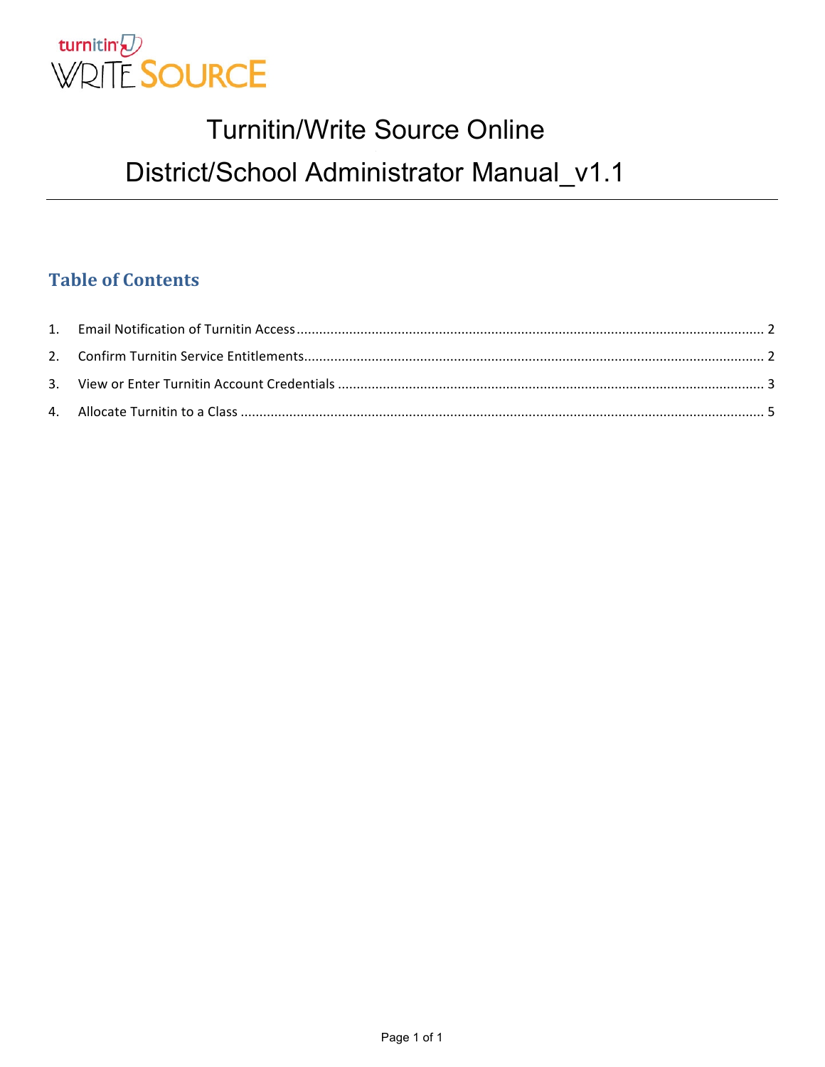# Turnitin/Write Source Online

# District/School Administrator Manual_v1.1

## Table of Contents

1. Email Notification of Turnitin Access ........................................ 2
2. Confirm Turnitin Service Entitlements........................................ 2
3. View or Enter Turnitin Account Credentials ........................................ 3
4. Allocate Turnitin to a Class ........................................ 5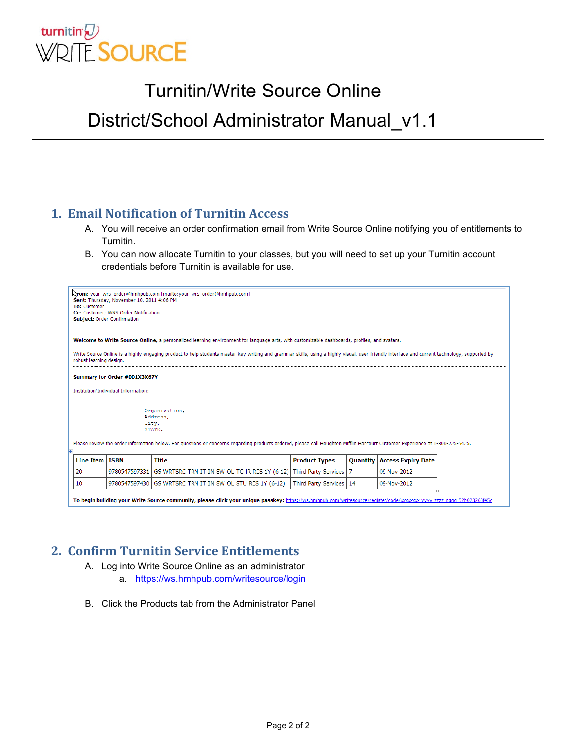# Turnitin/Write Source Online

# District/School Administrator Manual_v1.1

## 1. Email Notification of Turnitin Access

A. You will receive an order confirmation email from Write Source Online notifying you of entitlements to Turnitin.

B. You can now allocate Turnitin to your classes, but you will need to set up your Turnitin account credentials before Turnitin is available for use.

**From:** your_wrs_order@hmhpub.com [mailto:your_wrs_order@hmhpub.com]
**Sent:** Thursday, November 10, 2011 4:06 PM
**To:** Customer
**Cc:** Customer; WRS Order Notification
**Subject:** Order Confirmation

**Welcome to Write Source Online,** a personalized learning environment for language arts, with customizable dashboards, profiles, and avatars.

Write Source Online is a highly engaging product to help students master key writing and grammar skills, using a highly visual, user-friendly interface and current technology, supported by robust learning design.

**Summary for Order #001X3X67Y**

Institution/Individual Information:

Organization,
Address,
City,
STATE.

Please review the order information below. For questions or concerns regarding products ordered, please call Houghton Mifflin Harcourt Customer Experience at 1-800-225-5425.

| Line Item | ISBN | Title | Product Types | Quantity | Access Expiry Date |
|---|---|---|---|---|---|
| 20 | 9780547597331 | GS WRTSRC TRN IT IN SW OL TCHR RES 1Y (6-12) | Third Party Services | 7 | 09-Nov-2012 |
| 10 | 9780547597430 | GS WRTSRC TRN IT IN SW OL STU RES 1Y (6-12) | Third Party Services | 14 | 09-Nov-2012 |

**To begin building your Write Source community, please click your unique passkey:** https://ws.hmhpub.com/writesource/register/code/xxxxxxx-yyyy-zzzz-qqqq-52b023268f45c

## 2. Confirm Turnitin Service Entitlements

A. Log into Write Source Online as an administrator
   a. https://ws.hmhpub.com/writesource/login

B. Click the Products tab from the Administrator Panel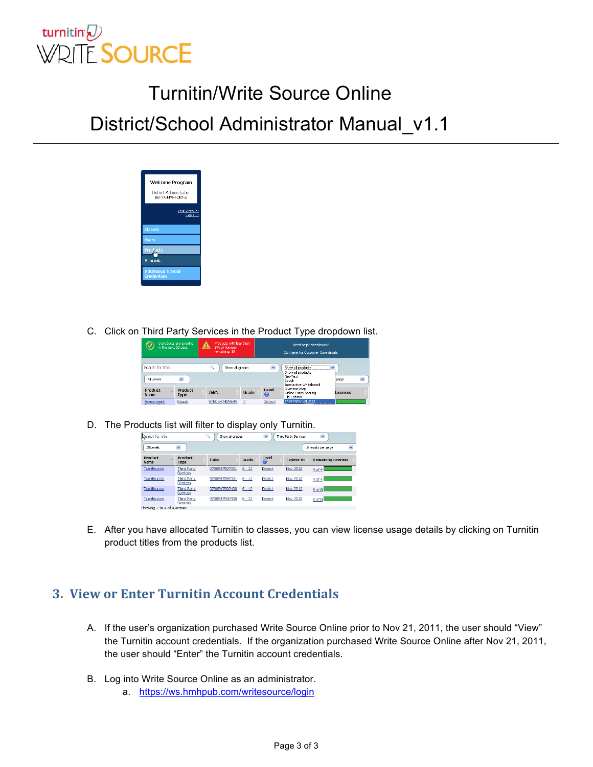# Turnitin/Write Source Online

# District/School Administrator Manual_v1.1

C. Click on Third Party Services in the Product Type dropdown list.

D. The Products list will filter to display only Turnitin.

E. After you have allocated Turnitin to classes, you can view license usage details by clicking on Turnitin product titles from the products list.

## 3. View or Enter Turnitin Account Credentials

A. If the user's organization purchased Write Source Online prior to Nov 21, 2011, the user should "View" the Turnitin account credentials. If the organization purchased Write Source Online after Nov 21, 2011, the user should "Enter" the Turnitin account credentials.

B. Log into Write Source Online as an administrator.
   a. https://ws.hmhpub.com/writesource/login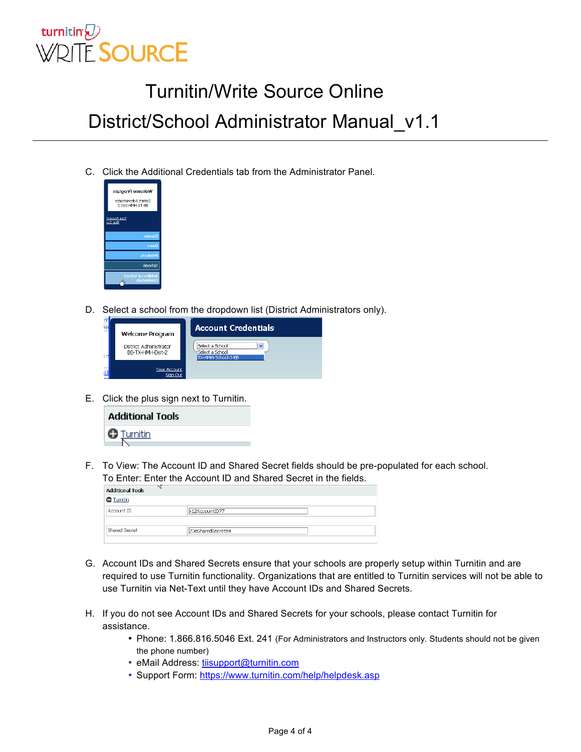C. Click the Additional Credentials tab from the Administrator Panel.

D. Select a school from the dropdown list (District Administrators only).

E. Click the plus sign next to Turnitin.

F. To View: The Account ID and Shared Secret fields should be pre-populated for each school.
   To Enter: Enter the Account ID and Shared Secret in the fields.

G. Account IDs and Shared Secrets ensure that your schools are properly setup within Turnitin and are required to use Turnitin functionality. Organizations that are entitled to Turnitin services will not be able to use Turnitin via Net-Text until they have Account IDs and Shared Secrets.

H. If you do not see Account IDs and Shared Secrets for your schools, please contact Turnitin for assistance.
   - Phone: 1.866.816.5046 Ext. 241 (For Administrators and Instructors only. Students should not be given the phone number)
   - eMail Address: tiisupport@turnitin.com
   - Support Form: https://www.turnitin.com/help/helpdesk.asp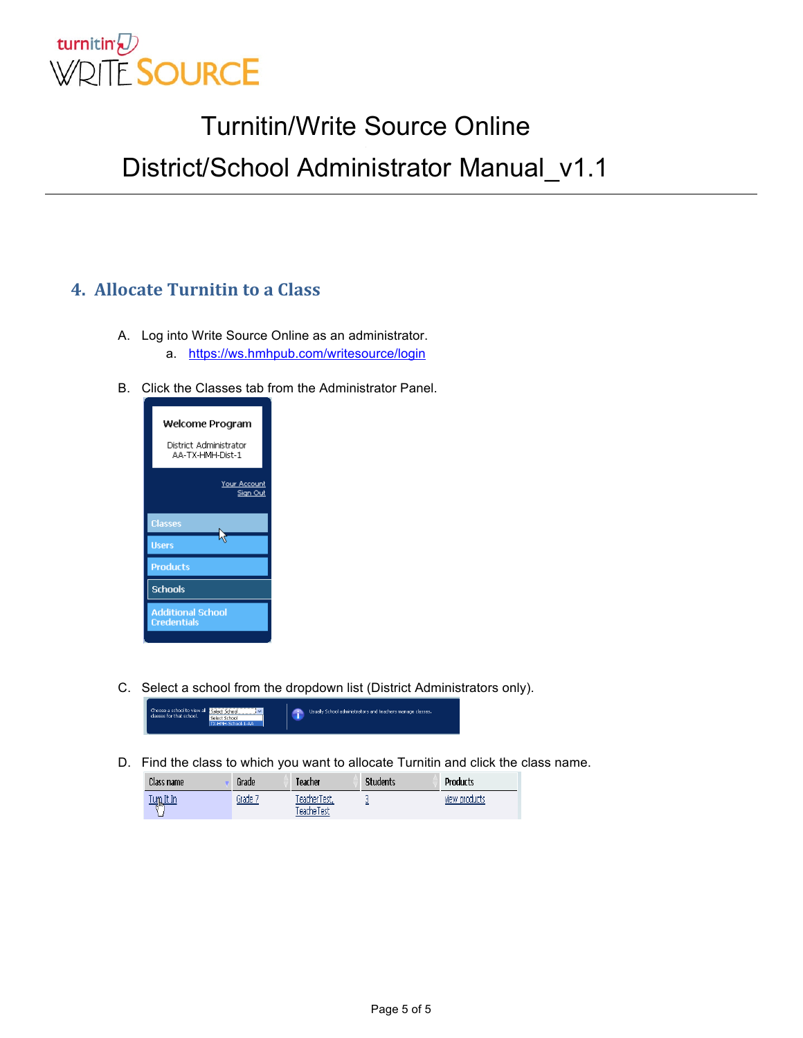# Turnitin/Write Source Online

# District/School Administrator Manual_v1.1

## 4. Allocate Turnitin to a Class

A. Log into Write Source Online as an administrator.

   a. https://ws.hmhpub.com/writesource/login

B. Click the Classes tab from the Administrator Panel.

C. Select a school from the dropdown list (District Administrators only).

D. Find the class to which you want to allocate Turnitin and click the class name.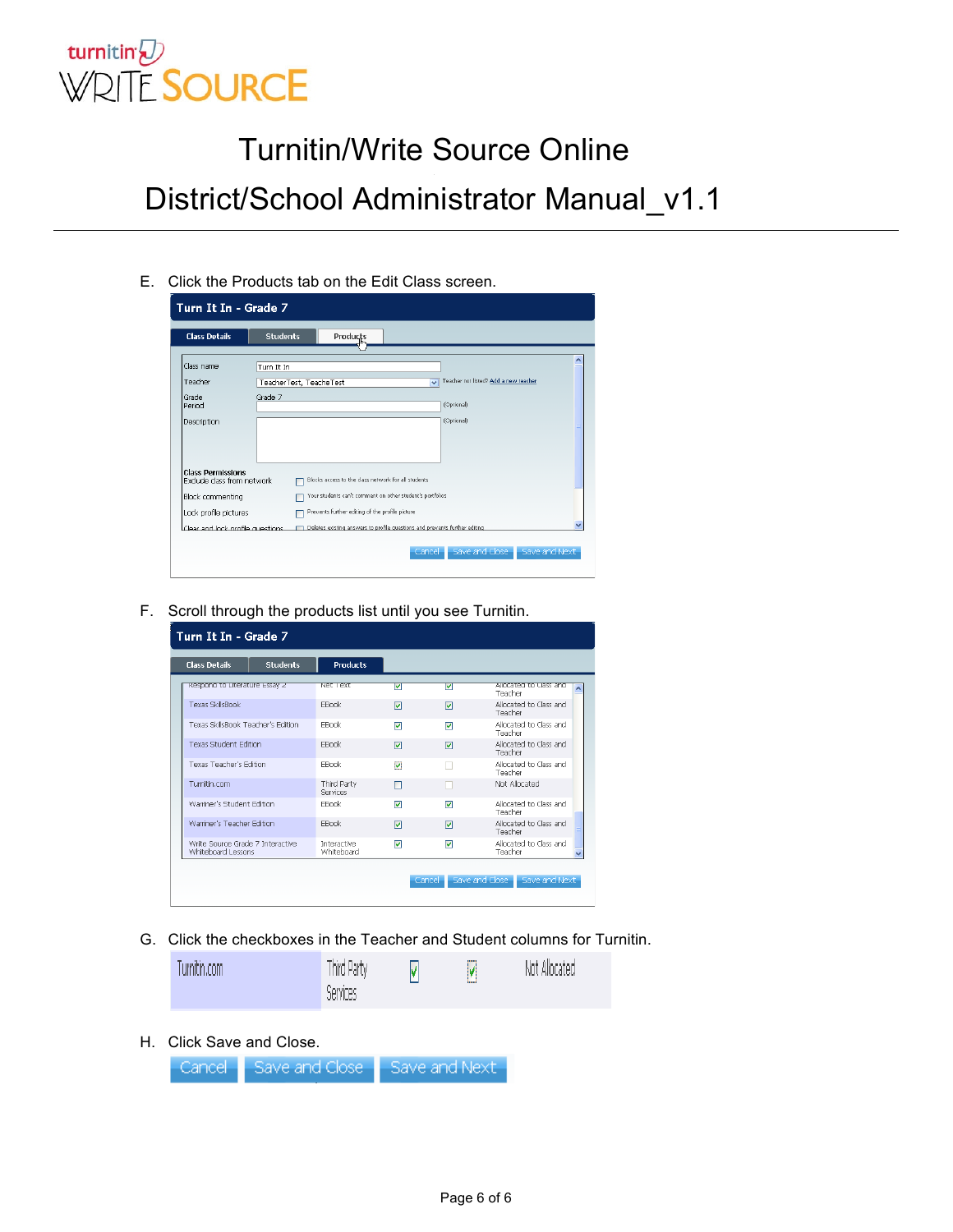E. Click the Products tab on the Edit Class screen.

F. Scroll through the products list until you see Turnitin.

G. Click the checkboxes in the Teacher and Student columns for Turnitin.

H. Click Save and Close.